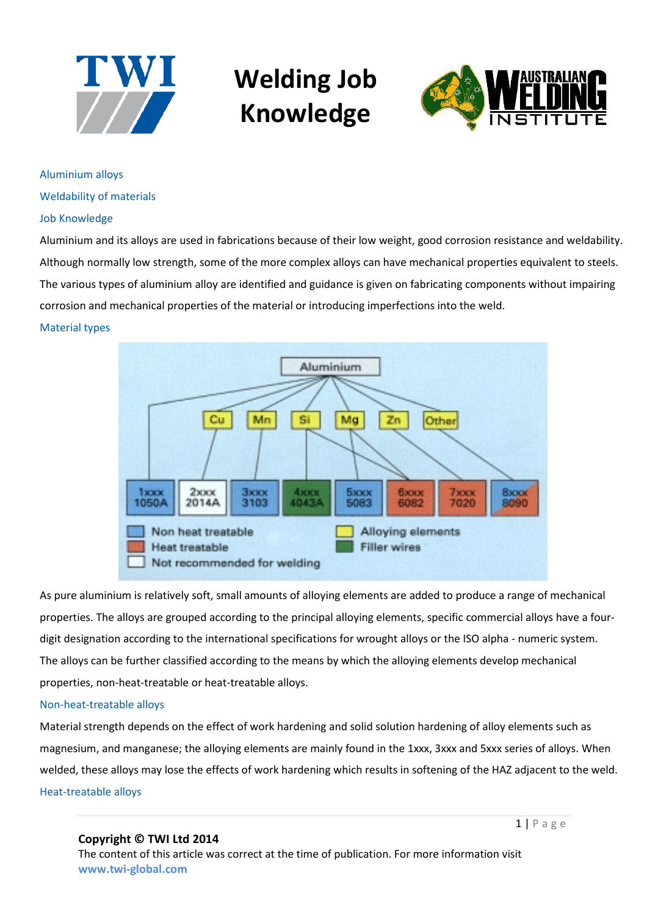# Welding Job Knowledge

## Aluminium alloys

### Weldability of materials

### Job Knowledge

Aluminium and its alloys are used in fabrications because of their low weight, good corrosion resistance and weldability. Although normally low strength, some of the more complex alloys can have mechanical properties equivalent to steels. The various types of aluminium alloy are identified and guidance is given on fabricating components without impairing corrosion and mechanical properties of the material or introducing imperfections into the weld.

### Material types

Aluminium

Cu
Mn
Si
Mg
Zn
Other

1xxx 1050A
2xxx 2014A
3xxx 3103
4xxx 4043A
5xxx 5083
6xxx 6082
7xxx 7020
8xxx 8090

Non heat treatable
Heat treatable
Not recommended for welding
Alloying elements
Filler wires

As pure aluminium is relatively soft, small amounts of alloying elements are added to produce a range of mechanical properties. The alloys are grouped according to the principal alloying elements, specific commercial alloys have a four-digit designation according to the international specifications for wrought alloys or the ISO alpha - numeric system. The alloys can be further classified according to the means by which the alloying elements develop mechanical properties, non-heat-treatable or heat-treatable alloys.

### Non-heat-treatable alloys

Material strength depends on the effect of work hardening and solid solution hardening of alloy elements such as magnesium, and manganese; the alloying elements are mainly found in the 1xxx, 3xxx and 5xxx series of alloys. When welded, these alloys may lose the effects of work hardening which results in softening of the HAZ adjacent to the weld.

### Heat-treatable alloys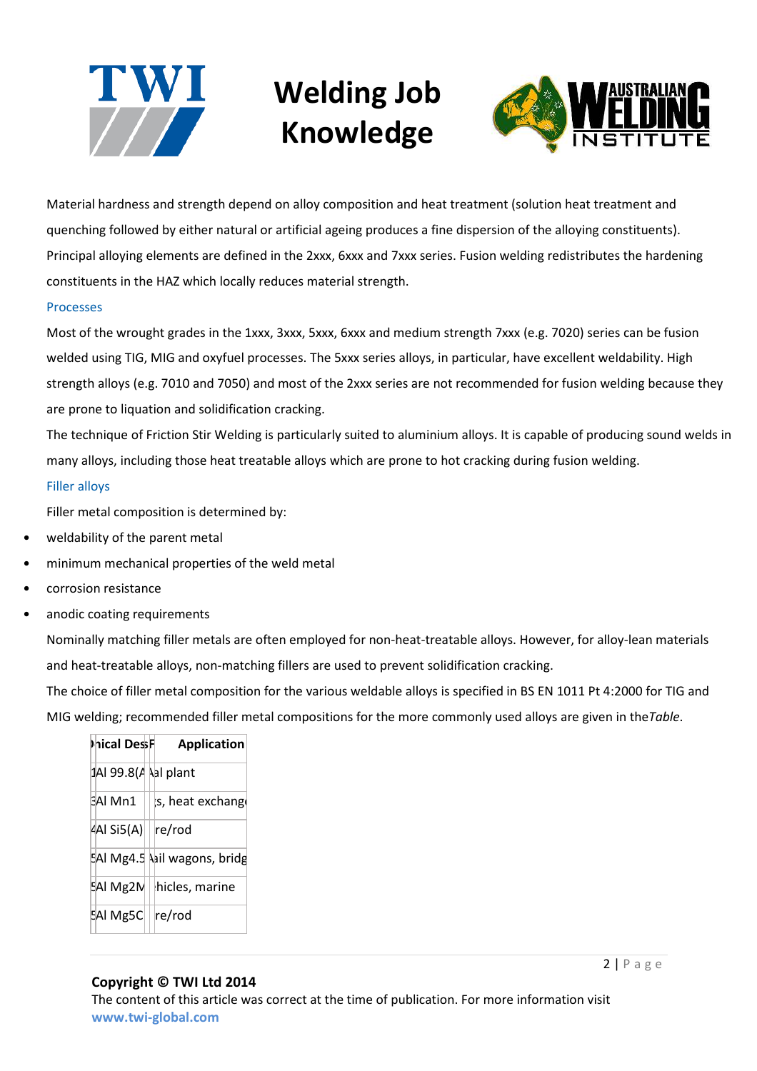Material hardness and strength depend on alloy composition and heat treatment (solution heat treatment and quenching followed by either natural or artificial ageing produces a fine dispersion of the alloying constituents). Principal alloying elements are defined in the 2xxx, 6xxx and 7xxx series. Fusion welding redistributes the hardening constituents in the HAZ which locally reduces material strength.

### Processes

Most of the wrought grades in the 1xxx, 3xxx, 5xxx, 6xxx and medium strength 7xxx (e.g. 7020) series can be fusion welded using TIG, MIG and oxyfuel processes. The 5xxx series alloys, in particular, have excellent weldability. High strength alloys (e.g. 7010 and 7050) and most of the 2xxx series are not recommended for fusion welding because they are prone to liquation and solidification cracking.

The technique of Friction Stir Welding is particularly suited to aluminium alloys. It is capable of producing sound welds in many alloys, including those heat treatable alloys which are prone to hot cracking during fusion welding.

### Filler alloys

Filler metal composition is determined by:

- weldability of the parent metal
- minimum mechanical properties of the weld metal
- corrosion resistance
- anodic coating requirements

Nominally matching filler metals are often employed for non-heat-treatable alloys. However, for alloy-lean materials and heat-treatable alloys, non-matching fillers are used to prevent solidification cracking.

The choice of filler metal composition for the various weldable alloys is specified in BS EN 1011 Pt 4:2000 for TIG and MIG welding; recommended filler metal compositions for the more commonly used alloys are given in the*Table*.

| )nical Des | F | Application |
|---|---|---|
| 1Al 99.8(A | | \al plant |
| 3Al Mn1 | | ;s, heat exchang |
| 4Al Si5(A) | | re/rod |
| 5Al Mg4.5 | | \ail wagons, bridg |
| 5Al Mg2N | | hicles, marine |
| 5Al Mg5C | | re/rod |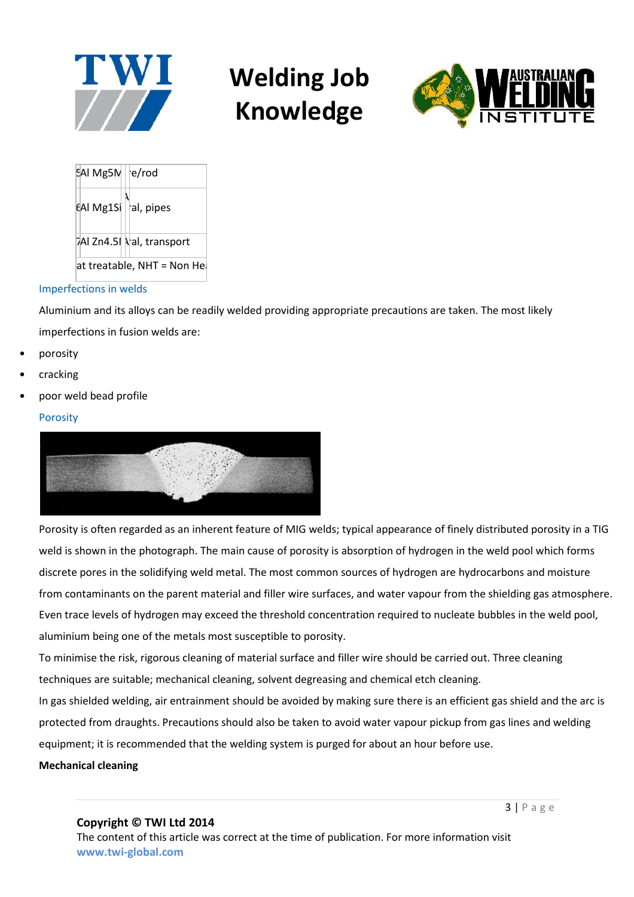| | | |
|---|---|---|
| 5Al Mg5M | | e/rod |
| 6Al Mg1Si | A | al, pipes |
| 7Al Zn4.5 | A | al, transport |
| at treatable, NHT = Non He | | |

## Imperfections in welds

Aluminium and its alloys can be readily welded providing appropriate precautions are taken. The most likely imperfections in fusion welds are:

- porosity
- cracking
- poor weld bead profile

### Porosity

Porosity is often regarded as an inherent feature of MIG welds; typical appearance of finely distributed porosity in a TIG weld is shown in the photograph. The main cause of porosity is absorption of hydrogen in the weld pool which forms discrete pores in the solidifying weld metal. The most common sources of hydrogen are hydrocarbons and moisture from contaminants on the parent material and filler wire surfaces, and water vapour from the shielding gas atmosphere. Even trace levels of hydrogen may exceed the threshold concentration required to nucleate bubbles in the weld pool, aluminium being one of the metals most susceptible to porosity.

To minimise the risk, rigorous cleaning of material surface and filler wire should be carried out. Three cleaning techniques are suitable; mechanical cleaning, solvent degreasing and chemical etch cleaning.

In gas shielded welding, air entrainment should be avoided by making sure there is an efficient gas shield and the arc is protected from draughts. Precautions should also be taken to avoid water vapour pickup from gas lines and welding equipment; it is recommended that the welding system is purged for about an hour before use.

**Mechanical cleaning**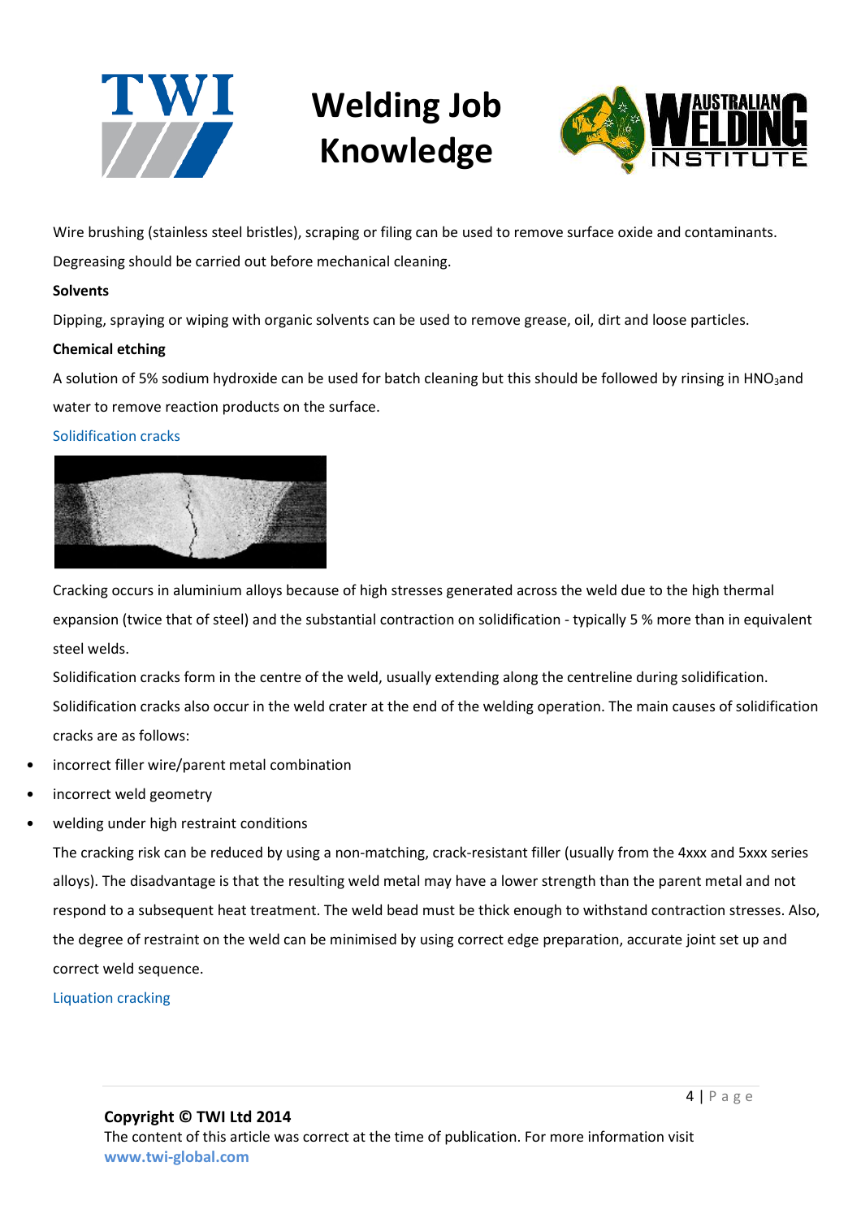Wire brushing (stainless steel bristles), scraping or filing can be used to remove surface oxide and contaminants. Degreasing should be carried out before mechanical cleaning.

**Solvents**

Dipping, spraying or wiping with organic solvents can be used to remove grease, oil, dirt and loose particles.

**Chemical etching**

A solution of 5% sodium hydroxide can be used for batch cleaning but this should be followed by rinsing in $HNO_3$and water to remove reaction products on the surface.

### Solidification cracks

Cracking occurs in aluminium alloys because of high stresses generated across the weld due to the high thermal expansion (twice that of steel) and the substantial contraction on solidification - typically 5 % more than in equivalent steel welds.

Solidification cracks form in the centre of the weld, usually extending along the centreline during solidification. Solidification cracks also occur in the weld crater at the end of the welding operation. The main causes of solidification cracks are as follows:

- incorrect filler wire/parent metal combination
- incorrect weld geometry
- welding under high restraint conditions

The cracking risk can be reduced by using a non-matching, crack-resistant filler (usually from the 4xxx and 5xxx series alloys). The disadvantage is that the resulting weld metal may have a lower strength than the parent metal and not respond to a subsequent heat treatment. The weld bead must be thick enough to withstand contraction stresses. Also, the degree of restraint on the weld can be minimised by using correct edge preparation, accurate joint set up and correct weld sequence.

### Liquation cracking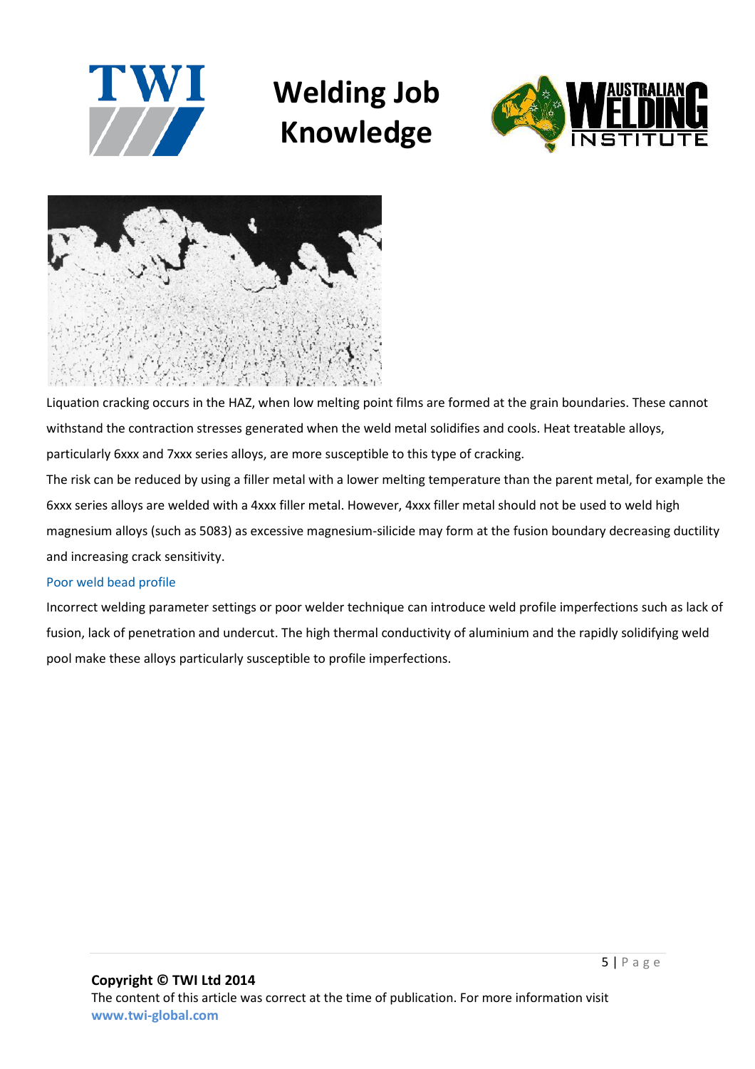Liquation cracking occurs in the HAZ, when low melting point films are formed at the grain boundaries. These cannot withstand the contraction stresses generated when the weld metal solidifies and cools. Heat treatable alloys, particularly 6xxx and 7xxx series alloys, are more susceptible to this type of cracking.

The risk can be reduced by using a filler metal with a lower melting temperature than the parent metal, for example the 6xxx series alloys are welded with a 4xxx filler metal. However, 4xxx filler metal should not be used to weld high magnesium alloys (such as 5083) as excessive magnesium-silicide may form at the fusion boundary decreasing ductility and increasing crack sensitivity.

### Poor weld bead profile

Incorrect welding parameter settings or poor welder technique can introduce weld profile imperfections such as lack of fusion, lack of penetration and undercut. The high thermal conductivity of aluminium and the rapidly solidifying weld pool make these alloys particularly susceptible to profile imperfections.